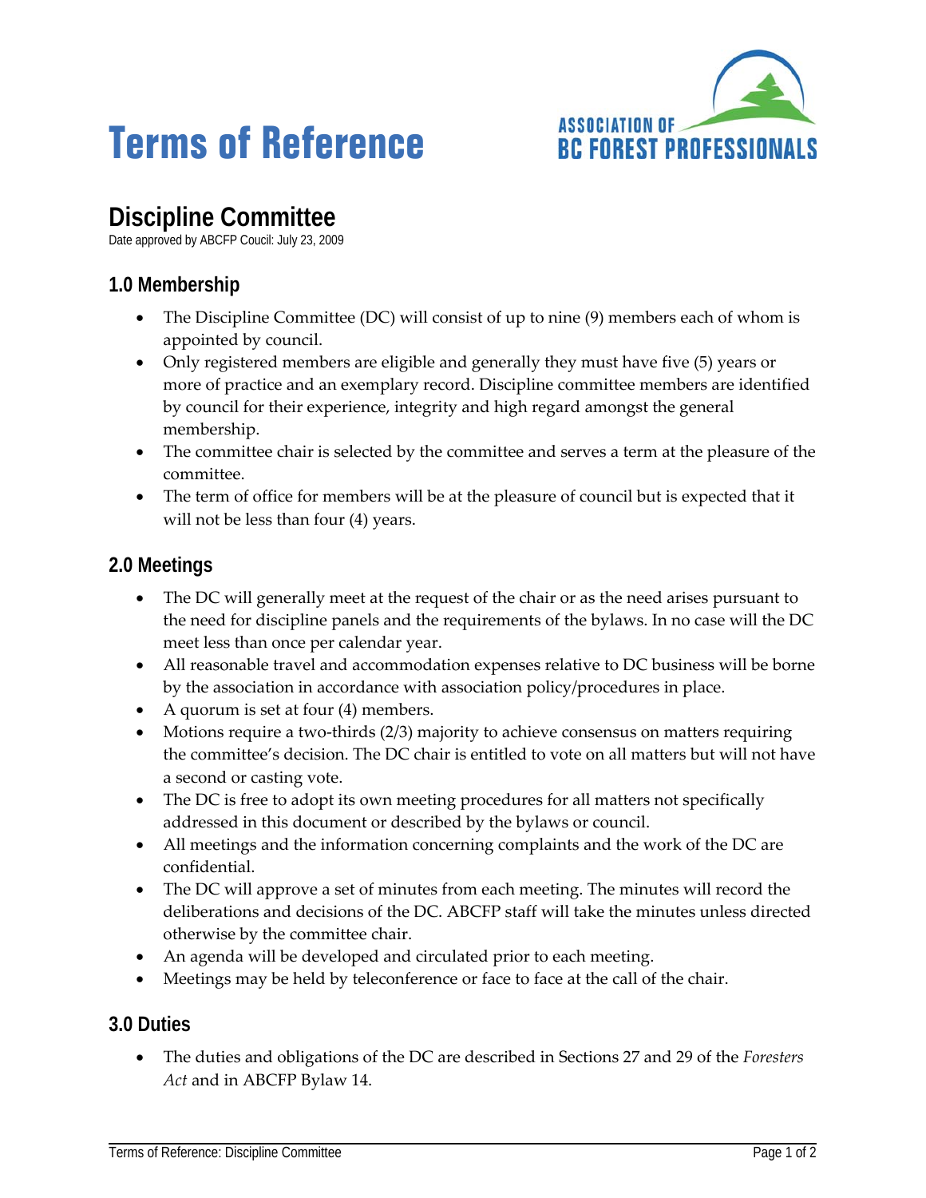# Terms of Reference

ASSOCIATION OF BC FOREST PROFESSIONALS

## Discipline Committee

Date approved by ABCFP Coucil: July 23, 2009

### 1.0 Membership

- The Discipline Committee (DC) will consist of up to nine (9) members each of whom is appointed by council.
- Only registered members are eligible and generally they must have five (5) years or more of practice and an exemplary record. Discipline committee members are identified by council for their experience, integrity and high regard amongst the general membership.
- The committee chair is selected by the committee and serves a term at the pleasure of the committee.
- The term of office for members will be at the pleasure of council but is expected that it will not be less than four (4) years.

### 2.0 Meetings

- The DC will generally meet at the request of the chair or as the need arises pursuant to the need for discipline panels and the requirements of the bylaws. In no case will the DC meet less than once per calendar year.
- All reasonable travel and accommodation expenses relative to DC business will be borne by the association in accordance with association policy/procedures in place.
- A quorum is set at four (4) members.
- Motions require a two-thirds (2/3) majority to achieve consensus on matters requiring the committee's decision. The DC chair is entitled to vote on all matters but will not have a second or casting vote.
- The DC is free to adopt its own meeting procedures for all matters not specifically addressed in this document or described by the bylaws or council.
- All meetings and the information concerning complaints and the work of the DC are confidential.
- The DC will approve a set of minutes from each meeting. The minutes will record the deliberations and decisions of the DC. ABCFP staff will take the minutes unless directed otherwise by the committee chair.
- An agenda will be developed and circulated prior to each meeting.
- Meetings may be held by teleconference or face to face at the call of the chair.

### 3.0 Duties

- The duties and obligations of the DC are described in Sections 27 and 29 of the *Foresters Act* and in ABCFP Bylaw 14.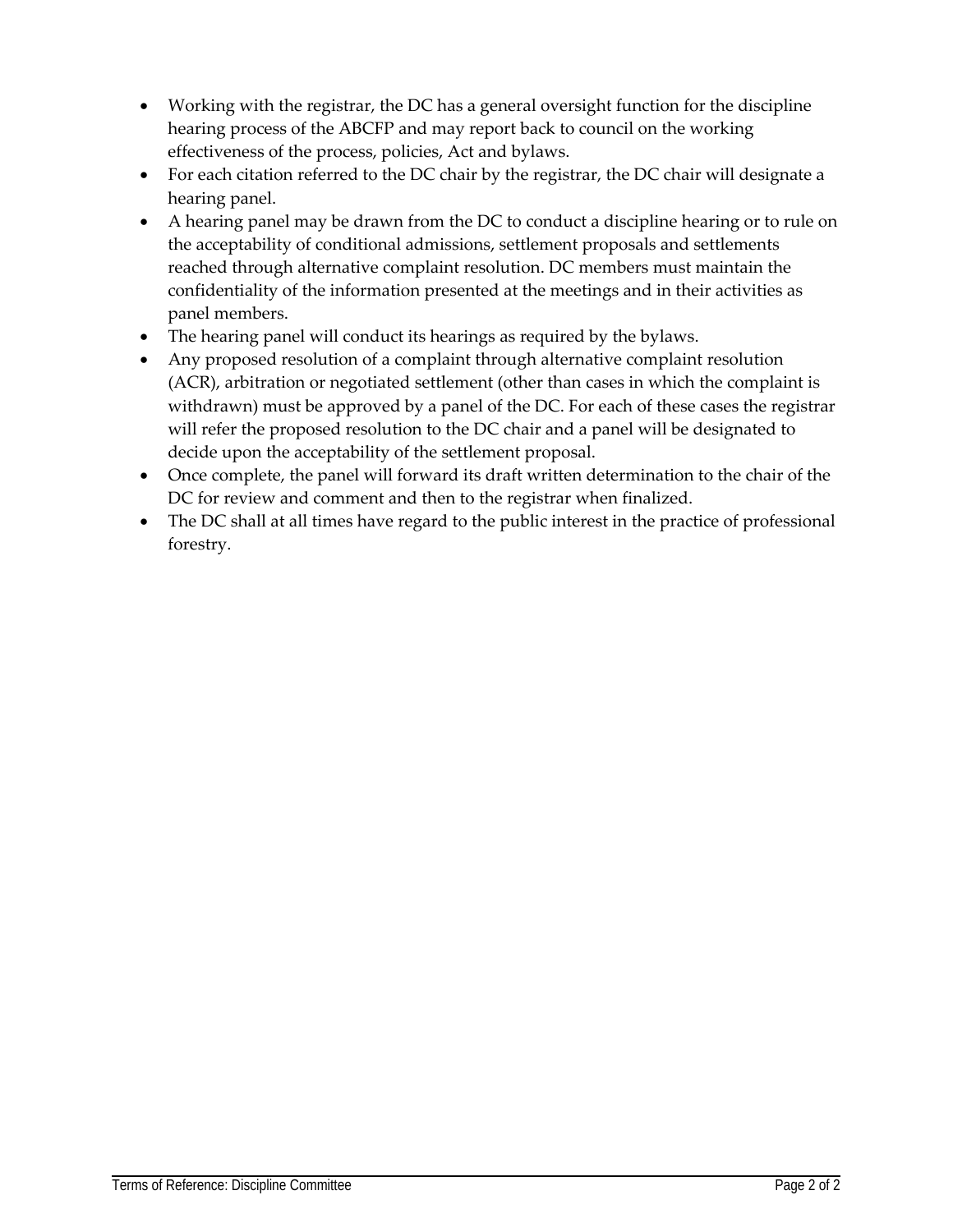- Working with the registrar, the DC has a general oversight function for the discipline hearing process of the ABCFP and may report back to council on the working effectiveness of the process, policies, Act and bylaws.
- For each citation referred to the DC chair by the registrar, the DC chair will designate a hearing panel.
- A hearing panel may be drawn from the DC to conduct a discipline hearing or to rule on the acceptability of conditional admissions, settlement proposals and settlements reached through alternative complaint resolution. DC members must maintain the confidentiality of the information presented at the meetings and in their activities as panel members.
- The hearing panel will conduct its hearings as required by the bylaws.
- Any proposed resolution of a complaint through alternative complaint resolution (ACR), arbitration or negotiated settlement (other than cases in which the complaint is withdrawn) must be approved by a panel of the DC. For each of these cases the registrar will refer the proposed resolution to the DC chair and a panel will be designated to decide upon the acceptability of the settlement proposal.
- Once complete, the panel will forward its draft written determination to the chair of the DC for review and comment and then to the registrar when finalized.
- The DC shall at all times have regard to the public interest in the practice of professional forestry.